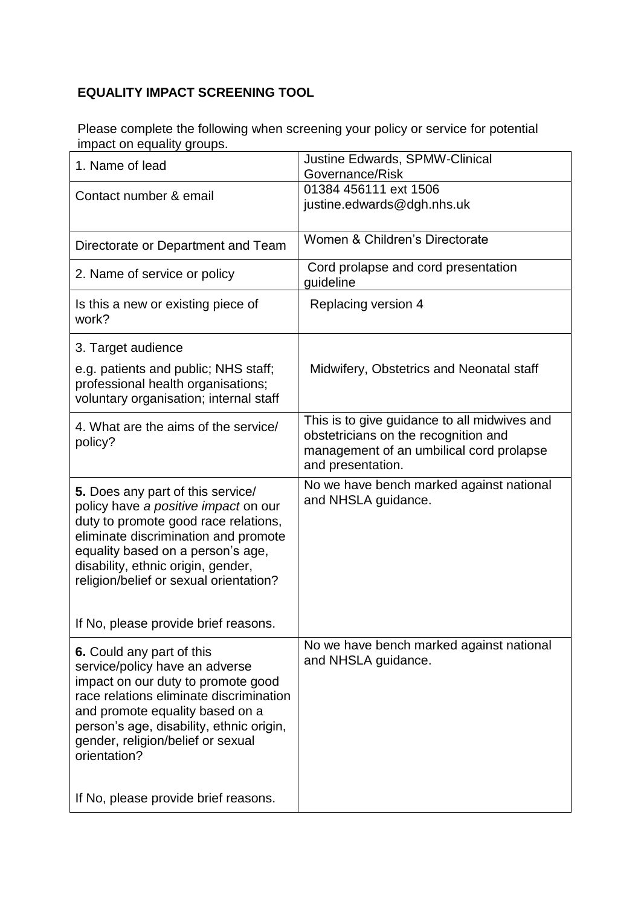**EQUALITY IMPACT SCREENING TOOL**

Please complete the following when screening your policy or service for potential impact on equality groups.

| | |
|---|---|
| 1. Name of lead | Justine Edwards, SPMW-Clinical Governance/Risk |
| Contact number & email | 01384 456111 ext 1506<br>justine.edwards@dgh.nhs.uk |
| Directorate or Department and Team | Women & Children's Directorate |
| 2. Name of service or policy | Cord prolapse and cord presentation guideline |
| Is this a new or existing piece of work? | Replacing version 4 |
| 3. Target audience<br><br>e.g. patients and public; NHS staff; professional health organisations; voluntary organisation; internal staff | Midwifery, Obstetrics and Neonatal staff |
| 4. What are the aims of the service/ policy? | This is to give guidance to all midwives and obstetricians on the recognition and management of an umbilical cord prolapse and presentation. |
| **5.** Does any part of this service/ policy have *a positive impact* on our duty to promote good race relations, eliminate discrimination and promote equality based on a person's age, disability, ethnic origin, gender, religion/belief or sexual orientation?<br><br>If No, please provide brief reasons. | No we have bench marked against national and NHSLA guidance. |
| **6.** Could any part of this service/policy have an adverse impact on our duty to promote good race relations eliminate discrimination and promote equality based on a person's age, disability, ethnic origin, gender, religion/belief or sexual orientation?<br><br>If No, please provide brief reasons. | No we have bench marked against national and NHSLA guidance. |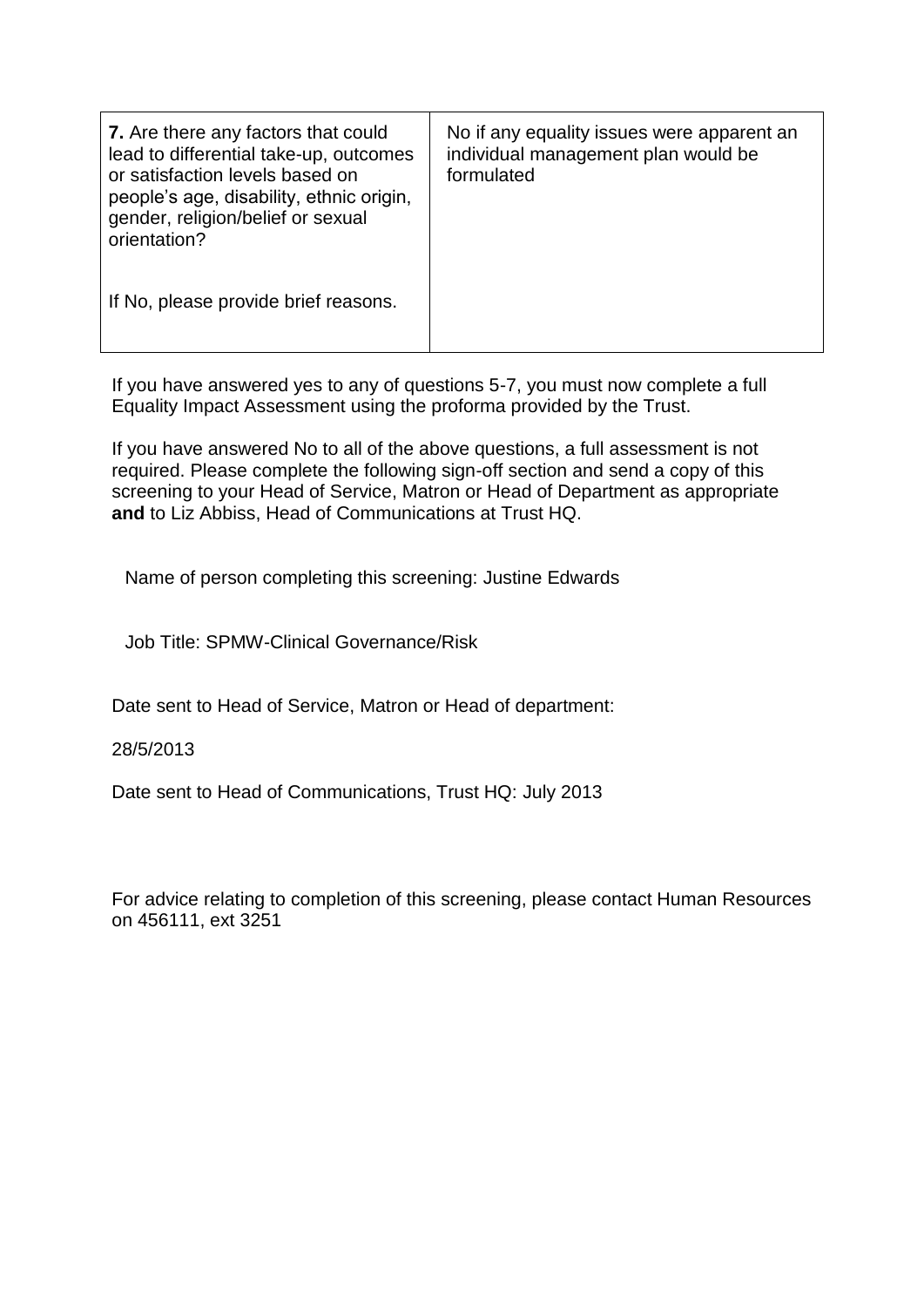| | |
|---|---|
| **7.** Are there any factors that could lead to differential take-up, outcomes or satisfaction levels based on people's age, disability, ethnic origin, gender, religion/belief or sexual orientation?<br><br>If No, please provide brief reasons. | No if any equality issues were apparent an individual management plan would be formulated |

If you have answered yes to any of questions 5-7, you must now complete a full Equality Impact Assessment using the proforma provided by the Trust.

If you have answered No to all of the above questions, a full assessment is not required. Please complete the following sign-off section and send a copy of this screening to your Head of Service, Matron or Head of Department as appropriate **and** to Liz Abbiss, Head of Communications at Trust HQ.

Name of person completing this screening: Justine Edwards

Job Title: SPMW-Clinical Governance/Risk

Date sent to Head of Service, Matron or Head of department:

28/5/2013

Date sent to Head of Communications, Trust HQ: July 2013

For advice relating to completion of this screening, please contact Human Resources on 456111, ext 3251